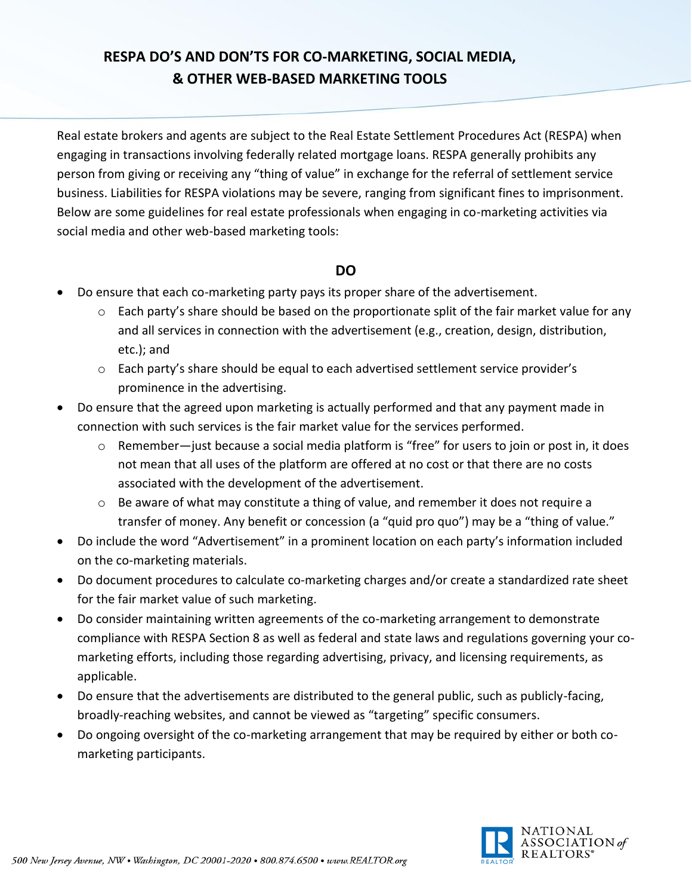# RESPA DO'S AND DON'TS FOR CO-MARKETING, SOCIAL MEDIA, & OTHER WEB-BASED MARKETING TOOLS

Real estate brokers and agents are subject to the Real Estate Settlement Procedures Act (RESPA) when engaging in transactions involving federally related mortgage loans. RESPA generally prohibits any person from giving or receiving any "thing of value" in exchange for the referral of settlement service business. Liabilities for RESPA violations may be severe, ranging from significant fines to imprisonment. Below are some guidelines for real estate professionals when engaging in co-marketing activities via social media and other web-based marketing tools:

## DO

- Do ensure that each co-marketing party pays its proper share of the advertisement.
    - Each party's share should be based on the proportionate split of the fair market value for any and all services in connection with the advertisement (e.g., creation, design, distribution, etc.); and
    - Each party's share should be equal to each advertised settlement service provider's prominence in the advertising.
- Do ensure that the agreed upon marketing is actually performed and that any payment made in connection with such services is the fair market value for the services performed.
    - Remember—just because a social media platform is "free" for users to join or post in, it does not mean that all uses of the platform are offered at no cost or that there are no costs associated with the development of the advertisement.
    - Be aware of what may constitute a thing of value, and remember it does not require a transfer of money. Any benefit or concession (a "quid pro quo") may be a "thing of value."
- Do include the word "Advertisement" in a prominent location on each party's information included on the co-marketing materials.
- Do document procedures to calculate co-marketing charges and/or create a standardized rate sheet for the fair market value of such marketing.
- Do consider maintaining written agreements of the co-marketing arrangement to demonstrate compliance with RESPA Section 8 as well as federal and state laws and regulations governing your co-marketing efforts, including those regarding advertising, privacy, and licensing requirements, as applicable.
- Do ensure that the advertisements are distributed to the general public, such as publicly-facing, broadly-reaching websites, and cannot be viewed as "targeting" specific consumers.
- Do ongoing oversight of the co-marketing arrangement that may be required by either or both co-marketing participants.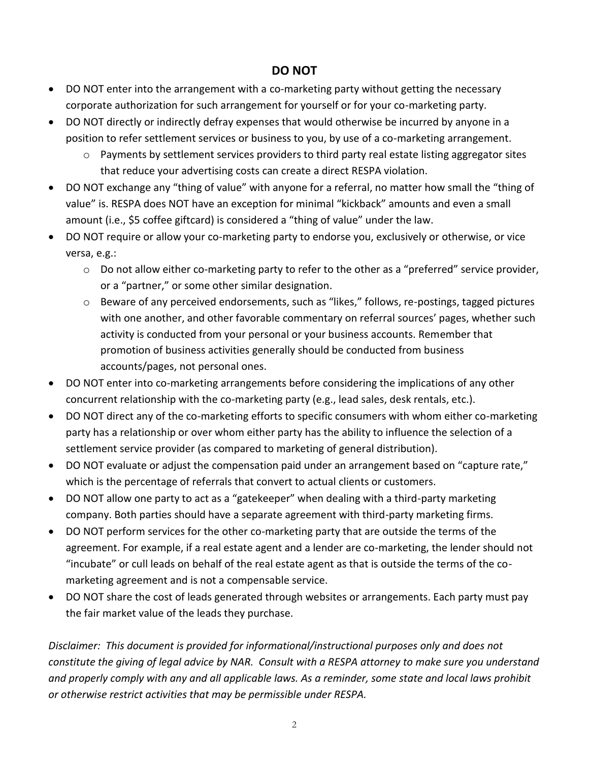## DO NOT

- DO NOT enter into the arrangement with a co-marketing party without getting the necessary corporate authorization for such arrangement for yourself or for your co-marketing party.
- DO NOT directly or indirectly defray expenses that would otherwise be incurred by anyone in a position to refer settlement services or business to you, by use of a co-marketing arrangement.
  - Payments by settlement services providers to third party real estate listing aggregator sites that reduce your advertising costs can create a direct RESPA violation.
- DO NOT exchange any "thing of value" with anyone for a referral, no matter how small the "thing of value" is. RESPA does NOT have an exception for minimal "kickback" amounts and even a small amount (i.e., $5 coffee giftcard) is considered a "thing of value" under the law.
- DO NOT require or allow your co-marketing party to endorse you, exclusively or otherwise, or vice versa, e.g.:
  - Do not allow either co-marketing party to refer to the other as a "preferred" service provider, or a "partner," or some other similar designation.
  - Beware of any perceived endorsements, such as "likes," follows, re-postings, tagged pictures with one another, and other favorable commentary on referral sources' pages, whether such activity is conducted from your personal or your business accounts. Remember that promotion of business activities generally should be conducted from business accounts/pages, not personal ones.
- DO NOT enter into co-marketing arrangements before considering the implications of any other concurrent relationship with the co-marketing party (e.g., lead sales, desk rentals, etc.).
- DO NOT direct any of the co-marketing efforts to specific consumers with whom either co-marketing party has a relationship or over whom either party has the ability to influence the selection of a settlement service provider (as compared to marketing of general distribution).
- DO NOT evaluate or adjust the compensation paid under an arrangement based on "capture rate," which is the percentage of referrals that convert to actual clients or customers.
- DO NOT allow one party to act as a "gatekeeper" when dealing with a third-party marketing company. Both parties should have a separate agreement with third-party marketing firms.
- DO NOT perform services for the other co-marketing party that are outside the terms of the agreement. For example, if a real estate agent and a lender are co-marketing, the lender should not "incubate" or cull leads on behalf of the real estate agent as that is outside the terms of the co-marketing agreement and is not a compensable service.
- DO NOT share the cost of leads generated through websites or arrangements. Each party must pay the fair market value of the leads they purchase.

*Disclaimer: This document is provided for informational/instructional purposes only and does not constitute the giving of legal advice by NAR. Consult with a RESPA attorney to make sure you understand and properly comply with any and all applicable laws. As a reminder, some state and local laws prohibit or otherwise restrict activities that may be permissible under RESPA.*